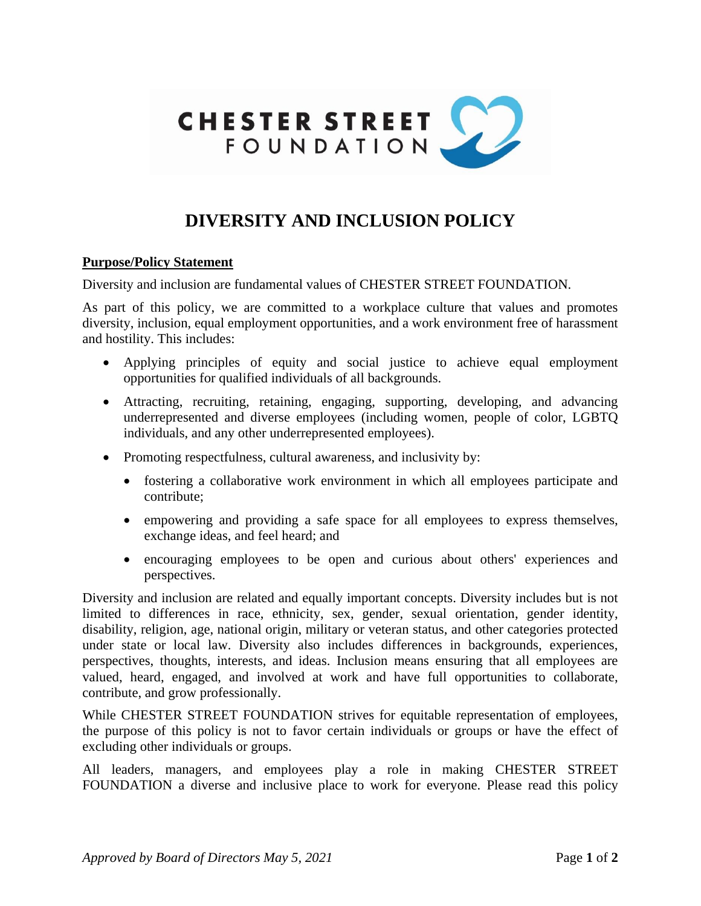CHESTER STREET FOUNDATION

# DIVERSITY AND INCLUSION POLICY

**Purpose/Policy Statement**

Diversity and inclusion are fundamental values of CHESTER STREET FOUNDATION.

As part of this policy, we are committed to a workplace culture that values and promotes diversity, inclusion, equal employment opportunities, and a work environment free of harassment and hostility. This includes:

- Applying principles of equity and social justice to achieve equal employment opportunities for qualified individuals of all backgrounds.
- Attracting, recruiting, retaining, engaging, supporting, developing, and advancing underrepresented and diverse employees (including women, people of color, LGBTQ individuals, and any other underrepresented employees).
- Promoting respectfulness, cultural awareness, and inclusivity by:
  - fostering a collaborative work environment in which all employees participate and contribute;
  - empowering and providing a safe space for all employees to express themselves, exchange ideas, and feel heard; and
  - encouraging employees to be open and curious about others' experiences and perspectives.

Diversity and inclusion are related and equally important concepts. Diversity includes but is not limited to differences in race, ethnicity, sex, gender, sexual orientation, gender identity, disability, religion, age, national origin, military or veteran status, and other categories protected under state or local law. Diversity also includes differences in backgrounds, experiences, perspectives, thoughts, interests, and ideas. Inclusion means ensuring that all employees are valued, heard, engaged, and involved at work and have full opportunities to collaborate, contribute, and grow professionally.

While CHESTER STREET FOUNDATION strives for equitable representation of employees, the purpose of this policy is not to favor certain individuals or groups or have the effect of excluding other individuals or groups.

All leaders, managers, and employees play a role in making CHESTER STREET FOUNDATION a diverse and inclusive place to work for everyone. Please read this policy

*Approved by Board of Directors May 5, 2021*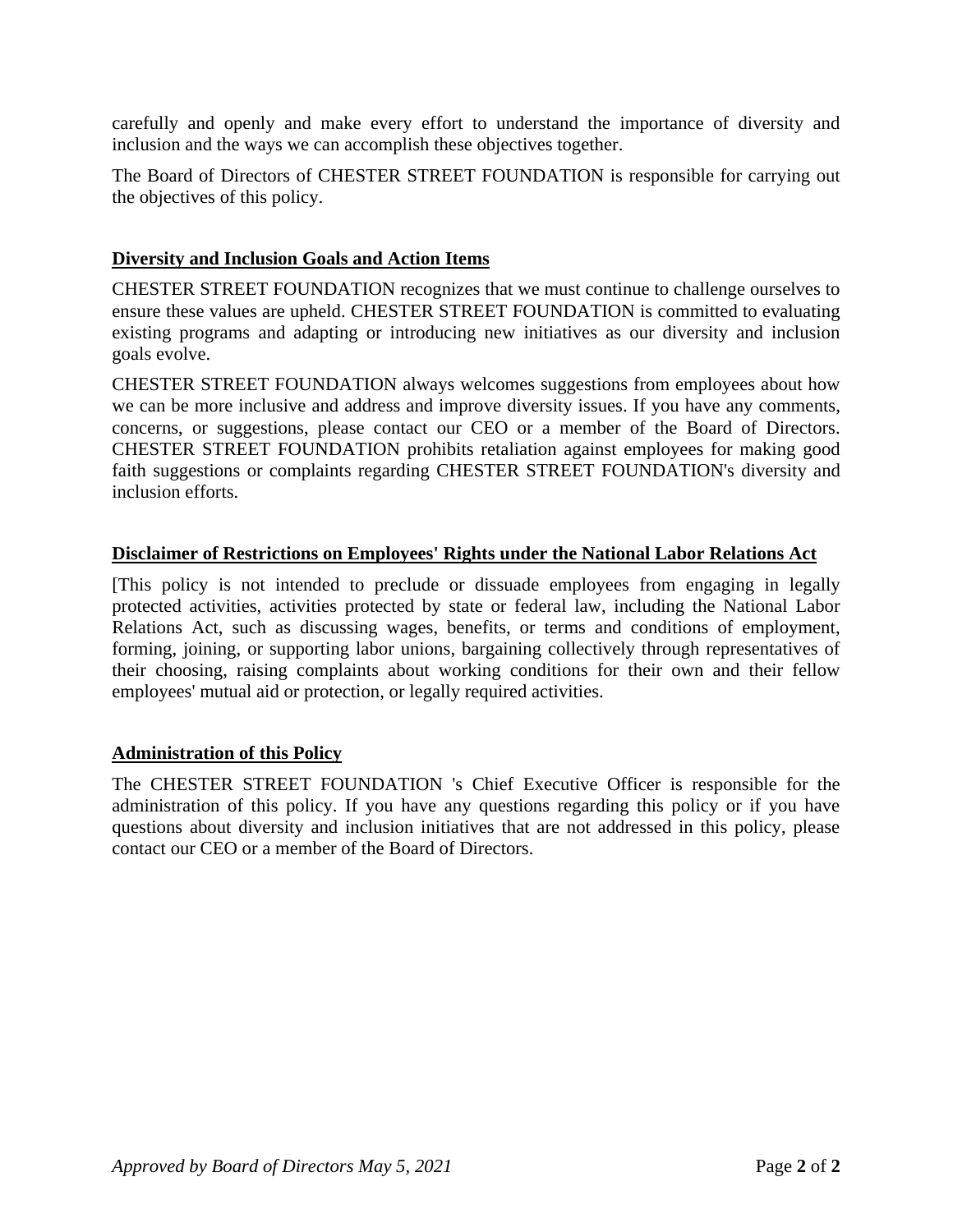carefully and openly and make every effort to understand the importance of diversity and inclusion and the ways we can accomplish these objectives together.

The Board of Directors of CHESTER STREET FOUNDATION is responsible for carrying out the objectives of this policy.

**Diversity and Inclusion Goals and Action Items**

CHESTER STREET FOUNDATION recognizes that we must continue to challenge ourselves to ensure these values are upheld. CHESTER STREET FOUNDATION is committed to evaluating existing programs and adapting or introducing new initiatives as our diversity and inclusion goals evolve.

CHESTER STREET FOUNDATION always welcomes suggestions from employees about how we can be more inclusive and address and improve diversity issues. If you have any comments, concerns, or suggestions, please contact our CEO or a member of the Board of Directors. CHESTER STREET FOUNDATION prohibits retaliation against employees for making good faith suggestions or complaints regarding CHESTER STREET FOUNDATION's diversity and inclusion efforts.

**Disclaimer of Restrictions on Employees' Rights under the National Labor Relations Act**

[This policy is not intended to preclude or dissuade employees from engaging in legally protected activities, activities protected by state or federal law, including the National Labor Relations Act, such as discussing wages, benefits, or terms and conditions of employment, forming, joining, or supporting labor unions, bargaining collectively through representatives of their choosing, raising complaints about working conditions for their own and their fellow employees' mutual aid or protection, or legally required activities.

**Administration of this Policy**

The CHESTER STREET FOUNDATION 's Chief Executive Officer is responsible for the administration of this policy. If you have any questions regarding this policy or if you have questions about diversity and inclusion initiatives that are not addressed in this policy, please contact our CEO or a member of the Board of Directors.

*Approved by Board of Directors May 5, 2021*